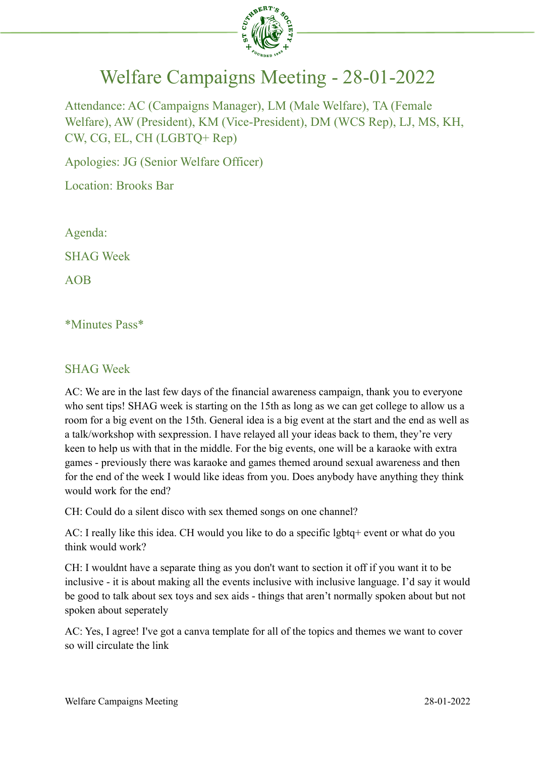# Welfare Campaigns Meeting - 28-01-2022

Attendance: AC (Campaigns Manager), LM (Male Welfare), TA (Female Welfare), AW (President), KM (Vice-President), DM (WCS Rep), LJ, MS, KH, CW, CG, EL, CH (LGBTQ+ Rep)

Apologies: JG (Senior Welfare Officer)

Location: Brooks Bar

Agenda:

SHAG Week

AOB

*Minutes Pass*

## SHAG Week

AC: We are in the last few days of the financial awareness campaign, thank you to everyone who sent tips! SHAG week is starting on the 15th as long as we can get college to allow us a room for a big event on the 15th. General idea is a big event at the start and the end as well as a talk/workshop with sexpression. I have relayed all your ideas back to them, they're very keen to help us with that in the middle. For the big events, one will be a karaoke with extra games - previously there was karaoke and games themed around sexual awareness and then for the end of the week I would like ideas from you. Does anybody have anything they think would work for the end?

CH: Could do a silent disco with sex themed songs on one channel?

AC: I really like this idea. CH would you like to do a specific lgbtq+ event or what do you think would work?

CH: I wouldnt have a separate thing as you don't want to section it off if you want it to be inclusive - it is about making all the events inclusive with inclusive language. I'd say it would be good to talk about sex toys and sex aids - things that aren't normally spoken about but not spoken about seperately

AC: Yes, I agree! I've got a canva template for all of the topics and themes we want to cover so will circulate the link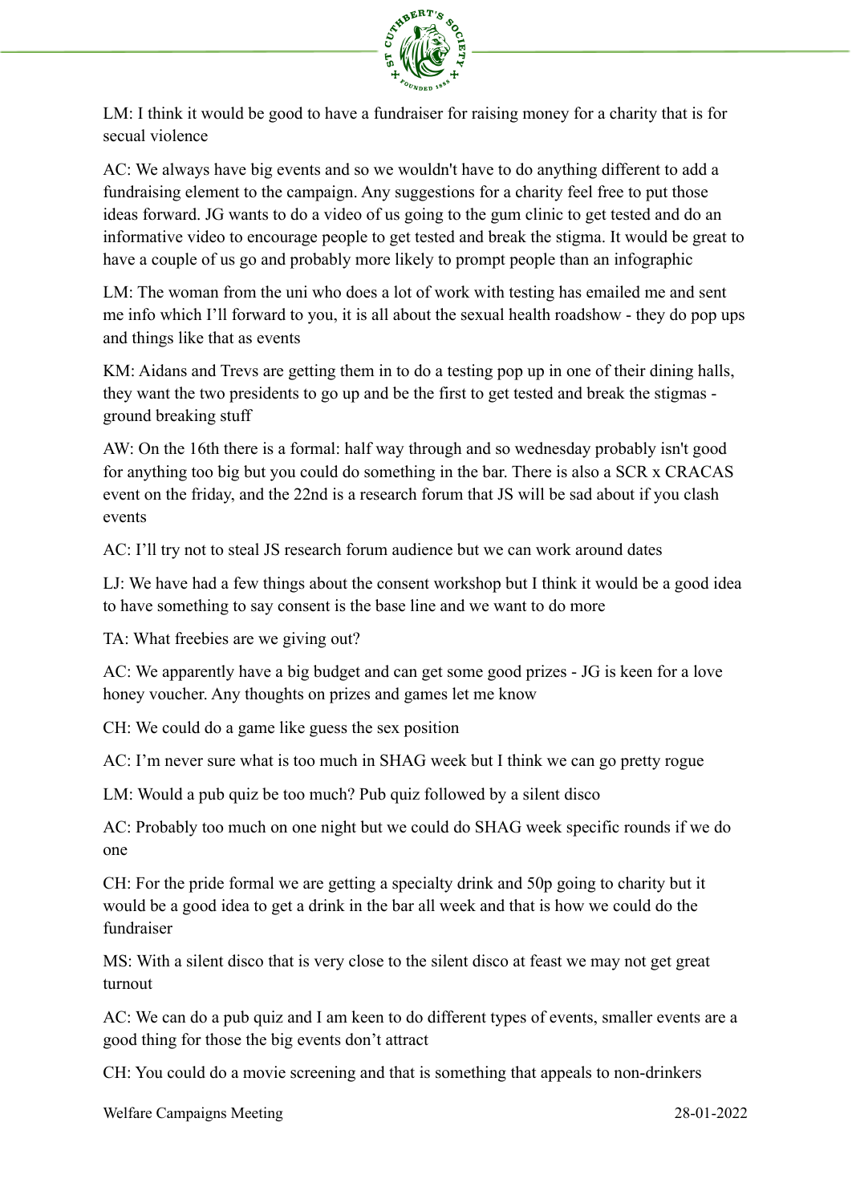LM: I think it would be good to have a fundraiser for raising money for a charity that is for secual violence

AC: We always have big events and so we wouldn't have to do anything different to add a fundraising element to the campaign. Any suggestions for a charity feel free to put those ideas forward. JG wants to do a video of us going to the gum clinic to get tested and do an informative video to encourage people to get tested and break the stigma. It would be great to have a couple of us go and probably more likely to prompt people than an infographic

LM: The woman from the uni who does a lot of work with testing has emailed me and sent me info which I'll forward to you, it is all about the sexual health roadshow - they do pop ups and things like that as events

KM: Aidans and Trevs are getting them in to do a testing pop up in one of their dining halls, they want the two presidents to go up and be the first to get tested and break the stigmas - ground breaking stuff

AW: On the 16th there is a formal: half way through and so wednesday probably isn't good for anything too big but you could do something in the bar. There is also a SCR x CRACAS event on the friday, and the 22nd is a research forum that JS will be sad about if you clash events

AC: I'll try not to steal JS research forum audience but we can work around dates

LJ: We have had a few things about the consent workshop but I think it would be a good idea to have something to say consent is the base line and we want to do more

TA: What freebies are we giving out?

AC: We apparently have a big budget and can get some good prizes - JG is keen for a love honey voucher. Any thoughts on prizes and games let me know

CH: We could do a game like guess the sex position

AC: I'm never sure what is too much in SHAG week but I think we can go pretty rogue

LM: Would a pub quiz be too much? Pub quiz followed by a silent disco

AC: Probably too much on one night but we could do SHAG week specific rounds if we do one

CH: For the pride formal we are getting a specialty drink and 50p going to charity but it would be a good idea to get a drink in the bar all week and that is how we could do the fundraiser

MS: With a silent disco that is very close to the silent disco at feast we may not get great turnout

AC: We can do a pub quiz and I am keen to do different types of events, smaller events are a good thing for those the big events don't attract

CH: You could do a movie screening and that is something that appeals to non-drinkers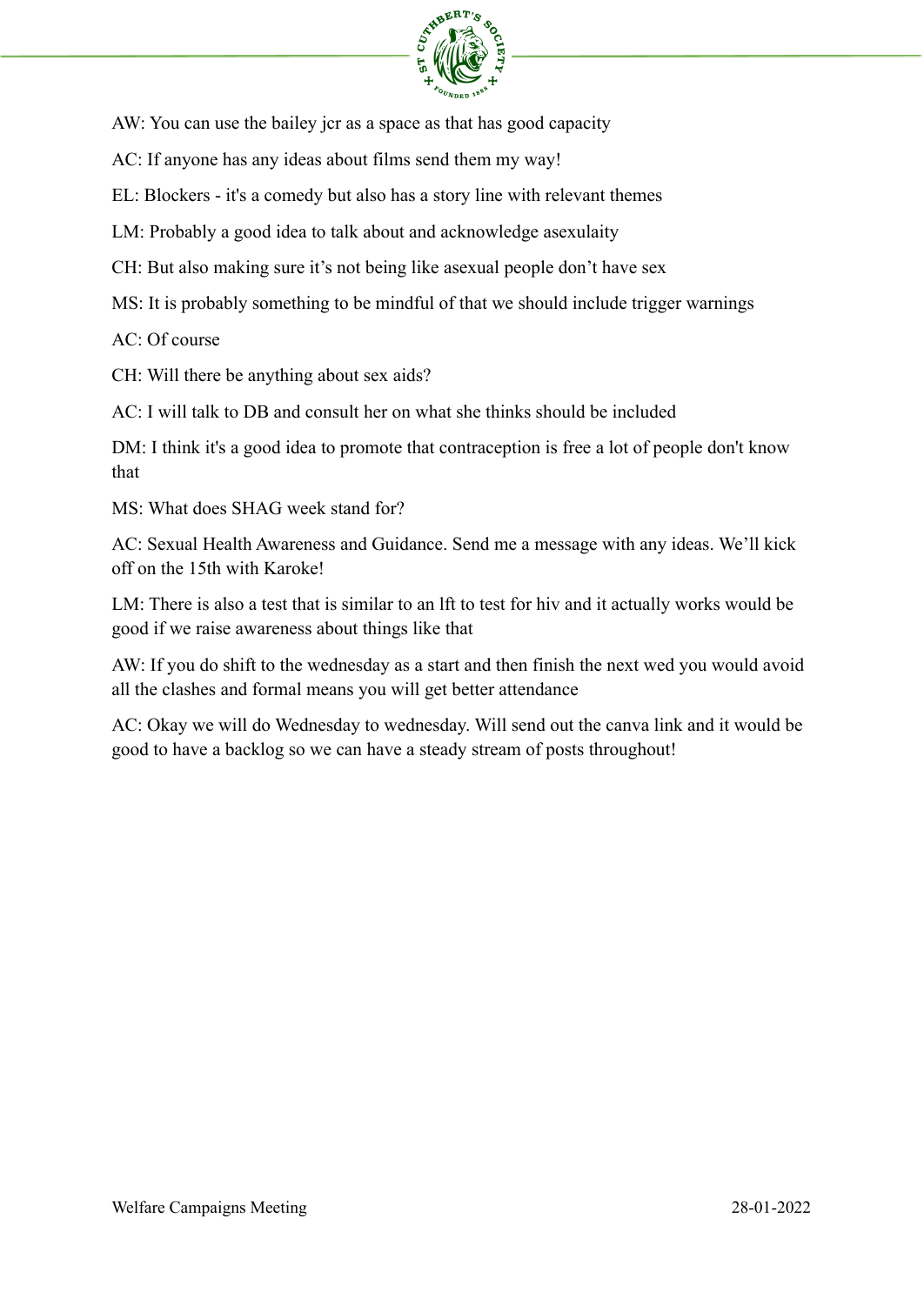AW: You can use the bailey jcr as a space as that has good capacity

AC: If anyone has any ideas about films send them my way!

EL: Blockers - it's a comedy but also has a story line with relevant themes

LM: Probably a good idea to talk about and acknowledge asexulaity

CH: But also making sure it's not being like asexual people don't have sex

MS: It is probably something to be mindful of that we should include trigger warnings

AC: Of course

CH: Will there be anything about sex aids?

AC: I will talk to DB and consult her on what she thinks should be included

DM: I think it's a good idea to promote that contraception is free a lot of people don't know that

MS: What does SHAG week stand for?

AC: Sexual Health Awareness and Guidance. Send me a message with any ideas. We'll kick off on the 15th with Karoke!

LM: There is also a test that is similar to an lft to test for hiv and it actually works would be good if we raise awareness about things like that

AW: If you do shift to the wednesday as a start and then finish the next wed you would avoid all the clashes and formal means you will get better attendance

AC: Okay we will do Wednesday to wednesday. Will send out the canva link and it would be good to have a backlog so we can have a steady stream of posts throughout!